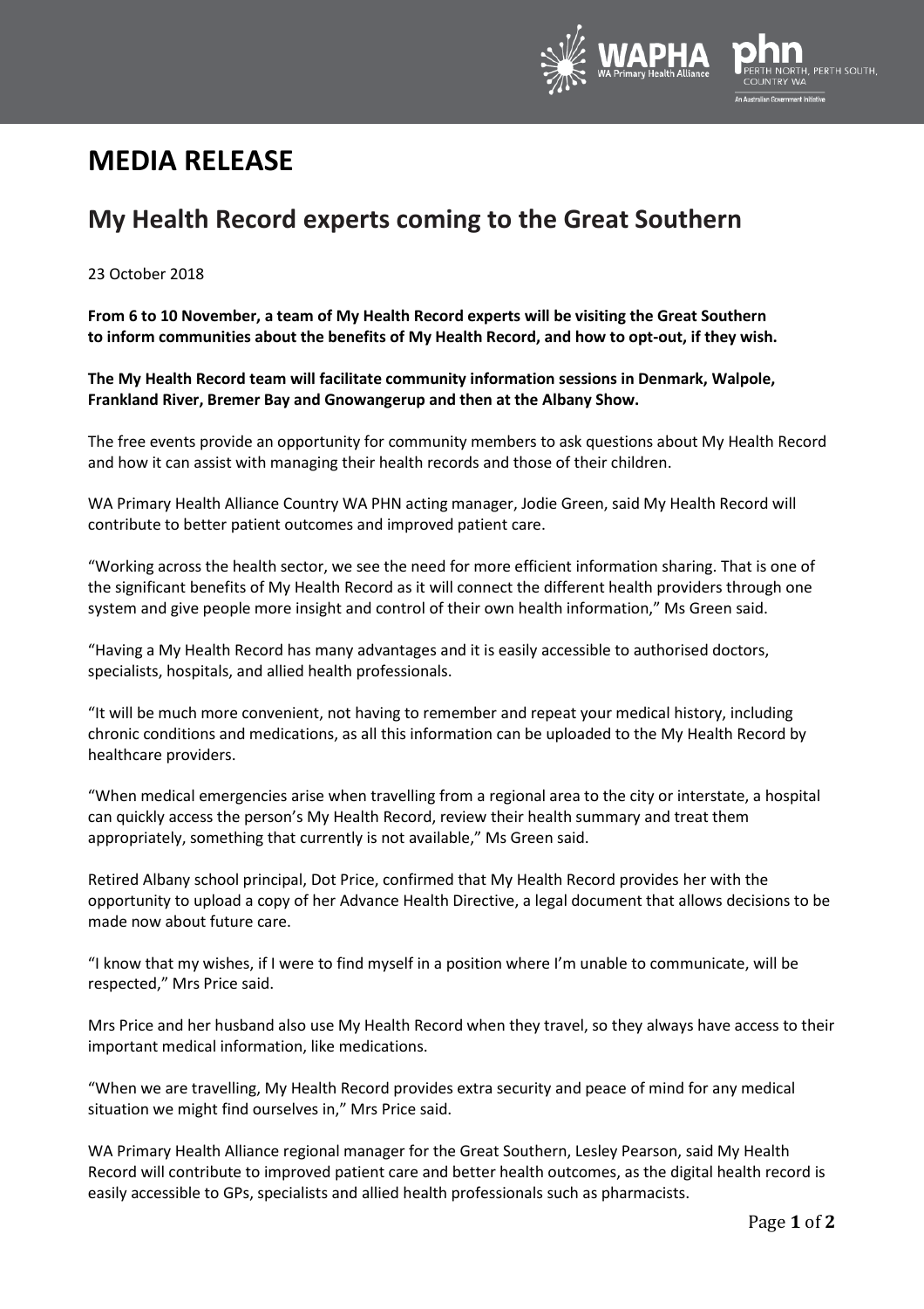# MEDIA RELEASE

## My Health Record experts coming to the Great Southern

23 October 2018

**From 6 to 10 November, a team of My Health Record experts will be visiting the Great Southern to inform communities about the benefits of My Health Record, and how to opt-out, if they wish.**

**The My Health Record team will facilitate community information sessions in Denmark, Walpole, Frankland River, Bremer Bay and Gnowangerup and then at the Albany Show.**

The free events provide an opportunity for community members to ask questions about My Health Record and how it can assist with managing their health records and those of their children.

WA Primary Health Alliance Country WA PHN acting manager, Jodie Green, said My Health Record will contribute to better patient outcomes and improved patient care.

"Working across the health sector, we see the need for more efficient information sharing. That is one of the significant benefits of My Health Record as it will connect the different health providers through one system and give people more insight and control of their own health information," Ms Green said.

"Having a My Health Record has many advantages and it is easily accessible to authorised doctors, specialists, hospitals, and allied health professionals.

"It will be much more convenient, not having to remember and repeat your medical history, including chronic conditions and medications, as all this information can be uploaded to the My Health Record by healthcare providers.

"When medical emergencies arise when travelling from a regional area to the city or interstate, a hospital can quickly access the person's My Health Record, review their health summary and treat them appropriately, something that currently is not available," Ms Green said.

Retired Albany school principal, Dot Price, confirmed that My Health Record provides her with the opportunity to upload a copy of her Advance Health Directive, a legal document that allows decisions to be made now about future care.

"I know that my wishes, if I were to find myself in a position where I'm unable to communicate, will be respected," Mrs Price said.

Mrs Price and her husband also use My Health Record when they travel, so they always have access to their important medical information, like medications.

"When we are travelling, My Health Record provides extra security and peace of mind for any medical situation we might find ourselves in," Mrs Price said.

WA Primary Health Alliance regional manager for the Great Southern, Lesley Pearson, said My Health Record will contribute to improved patient care and better health outcomes, as the digital health record is easily accessible to GPs, specialists and allied health professionals such as pharmacists.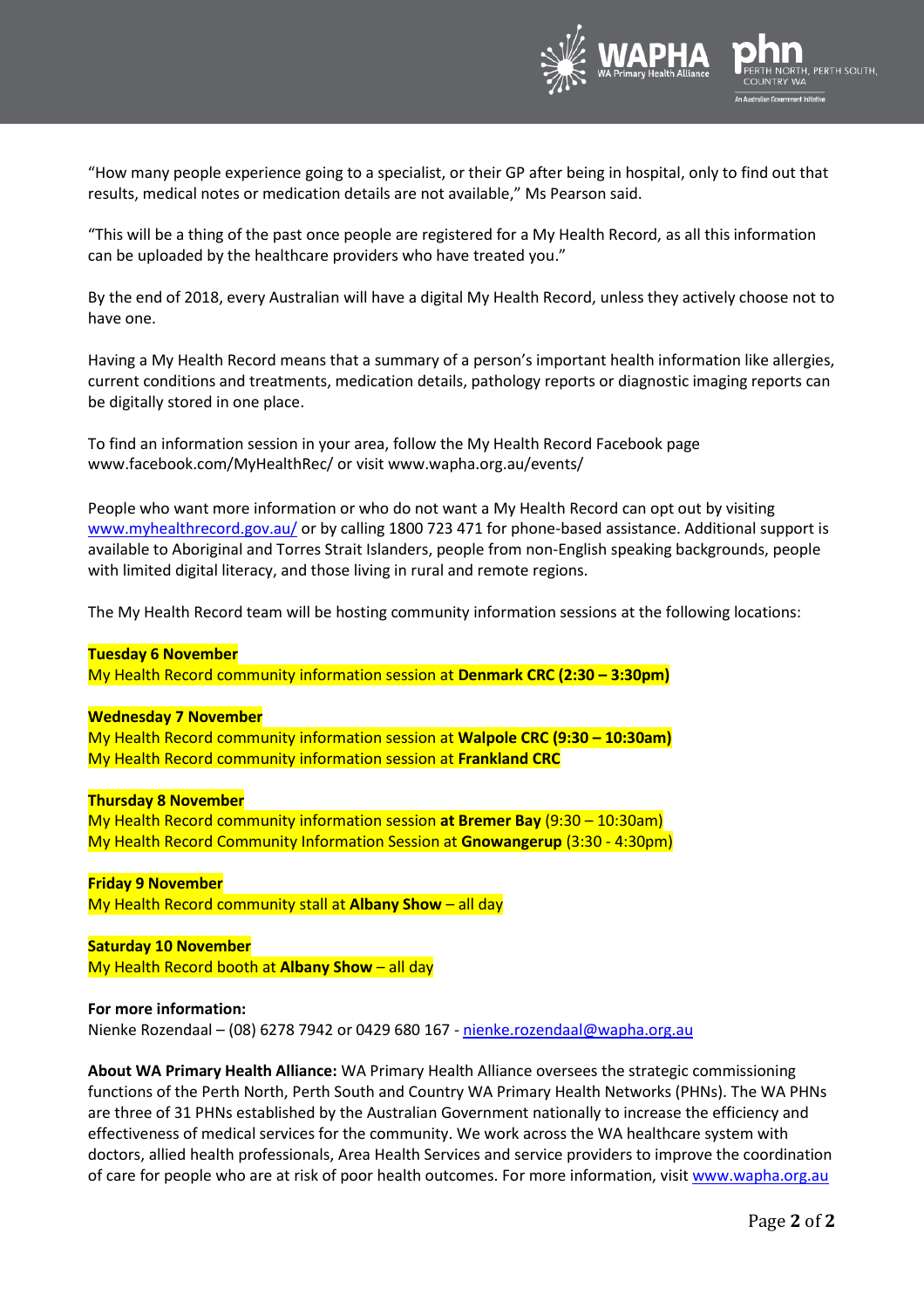"How many people experience going to a specialist, or their GP after being in hospital, only to find out that results, medical notes or medication details are not available," Ms Pearson said.

"This will be a thing of the past once people are registered for a My Health Record, as all this information can be uploaded by the healthcare providers who have treated you."

By the end of 2018, every Australian will have a digital My Health Record, unless they actively choose not to have one.

Having a My Health Record means that a summary of a person's important health information like allergies, current conditions and treatments, medication details, pathology reports or diagnostic imaging reports can be digitally stored in one place.

To find an information session in your area, follow the My Health Record Facebook page www.facebook.com/MyHealthRec/ or visit www.wapha.org.au/events/

People who want more information or who do not want a My Health Record can opt out by visiting www.myhealthrecord.gov.au/ or by calling 1800 723 471 for phone-based assistance. Additional support is available to Aboriginal and Torres Strait Islanders, people from non-English speaking backgrounds, people with limited digital literacy, and those living in rural and remote regions.

The My Health Record team will be hosting community information sessions at the following locations:

**Tuesday 6 November**
My Health Record community information session at **Denmark CRC (2:30 – 3:30pm)**

**Wednesday 7 November**
My Health Record community information session at **Walpole CRC (9:30 – 10:30am)**
My Health Record community information session at **Frankland CRC**

**Thursday 8 November**
My Health Record community information session **at Bremer Bay** (9:30 – 10:30am)
My Health Record Community Information Session at **Gnowangerup** (3:30 - 4:30pm)

**Friday 9 November**
My Health Record community stall at **Albany Show** – all day

**Saturday 10 November**
My Health Record booth at **Albany Show** – all day

**For more information:**
Nienke Rozendaal – (08) 6278 7942 or 0429 680 167 - nienke.rozendaal@wapha.org.au

**About WA Primary Health Alliance:** WA Primary Health Alliance oversees the strategic commissioning functions of the Perth North, Perth South and Country WA Primary Health Networks (PHNs). The WA PHNs are three of 31 PHNs established by the Australian Government nationally to increase the efficiency and effectiveness of medical services for the community. We work across the WA healthcare system with doctors, allied health professionals, Area Health Services and service providers to improve the coordination of care for people who are at risk of poor health outcomes. For more information, visit www.wapha.org.au